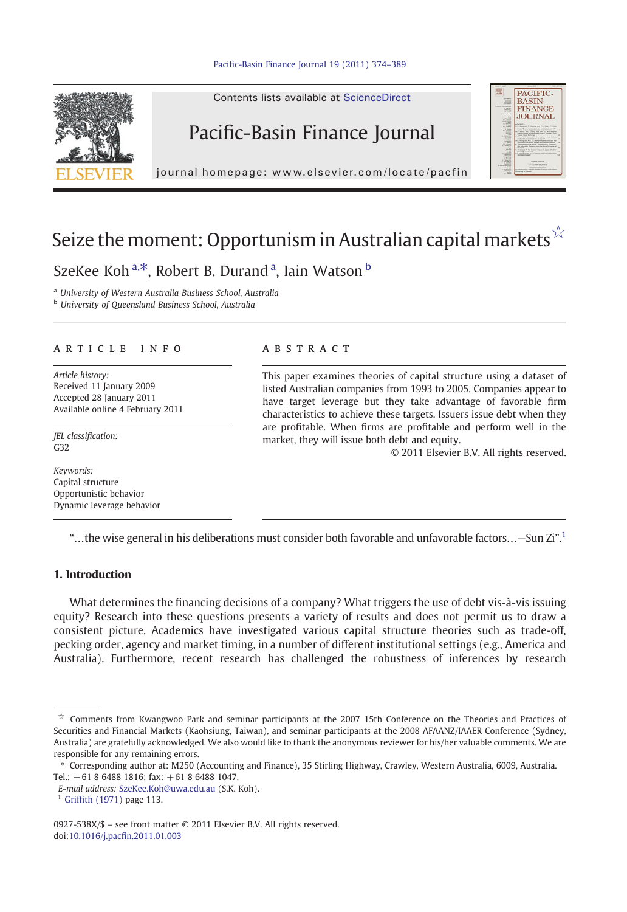# Seize the moment: Opportunism in Australian capital markets[☆]

SzeKee Koh [a,*], Robert B. Durand [a], Iain Watson [b]

[a] University of Western Australia Business School, Australia

[b] University of Queensland Business School, Australia

## ARTICLE INFO

*Article history:*
Received 11 January 2009
Accepted 28 January 2011
Available online 4 February 2011

*JEL classification:*
G32

*Keywords:*
Capital structure
Opportunistic behavior
Dynamic leverage behavior

## ABSTRACT

This paper examines theories of capital structure using a dataset of listed Australian companies from 1993 to 2005. Companies appear to have target leverage but they take advantage of favorable firm characteristics to achieve these targets. Issuers issue debt when they are profitable. When firms are profitable and perform well in the market, they will issue both debt and equity.

© 2011 Elsevier B.V. All rights reserved.

"…the wise general in his deliberations must consider both favorable and unfavorable factors…—Sun Zi".[1]

## 1. Introduction

What determines the financing decisions of a company? What triggers the use of debt vis-à-vis issuing equity? Research into these questions presents a variety of results and does not permit us to draw a consistent picture. Academics have investigated various capital structure theories such as trade-off, pecking order, agency and market timing, in a number of different institutional settings (e.g., America and Australia). Furthermore, recent research has challenged the robustness of inferences by research

---

☆ Comments from Kwangwoo Park and seminar participants at the 2007 15th Conference on the Theories and Practices of Securities and Financial Markets (Kaohsiung, Taiwan), and seminar participants at the 2008 AFAANZ/IAAER Conference (Sydney, Australia) are gratefully acknowledged. We also would like to thank the anonymous reviewer for his/her valuable comments. We are responsible for any remaining errors.

\* Corresponding author at: M250 (Accounting and Finance), 35 Stirling Highway, Crawley, Western Australia, 6009, Australia. Tel.: +61 8 6488 1816; fax: +61 8 6488 1047.

*E-mail address:* SzeKee.Koh@uwa.edu.au (S.K. Koh).

[1] Griffith (1971) page 113.

0927-538X/$ – see front matter © 2011 Elsevier B.V. All rights reserved.
doi:10.1016/j.pacfin.2011.01.003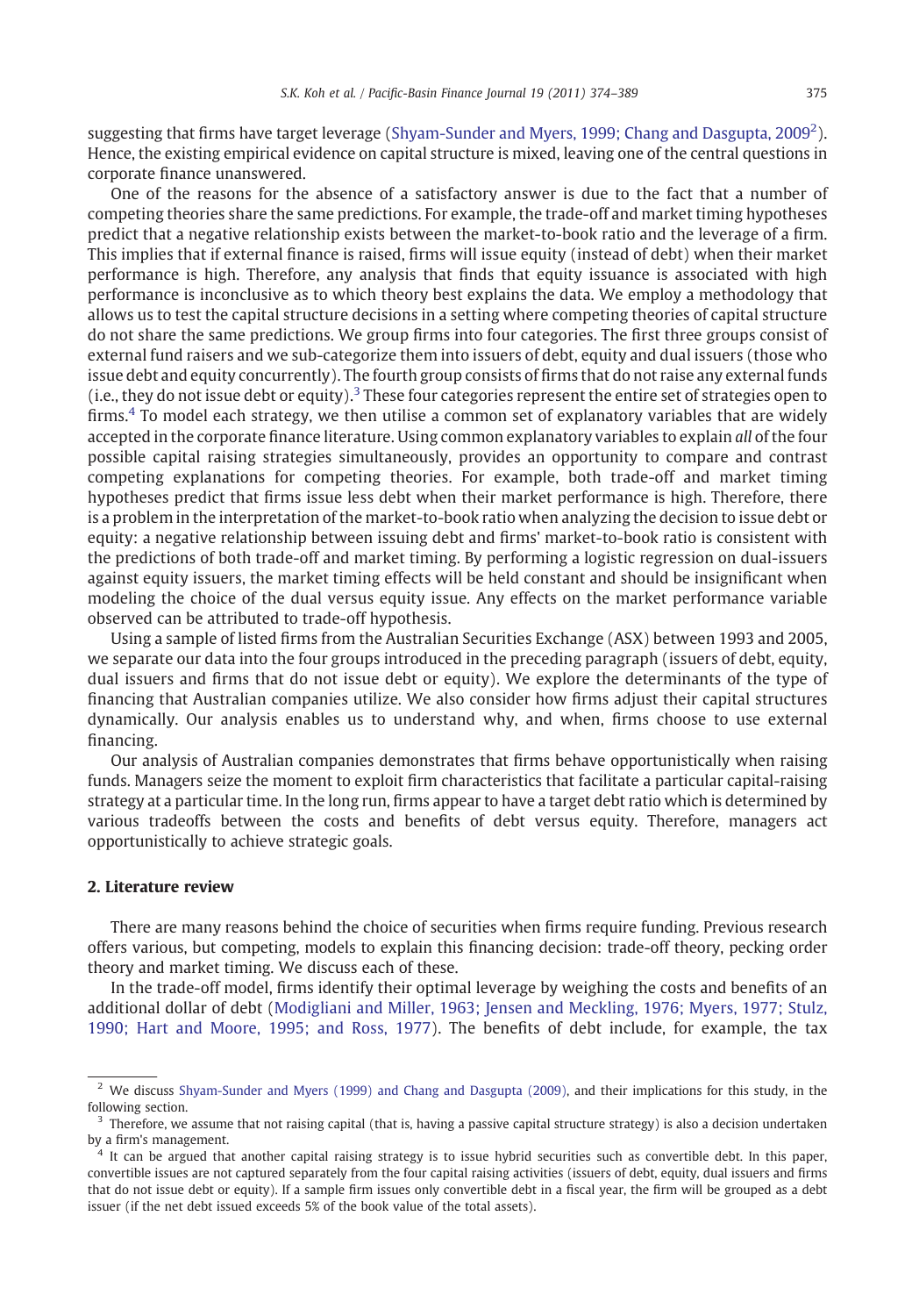suggesting that firms have target leverage (Shyam-Sunder and Myers, 1999; Chang and Dasgupta, 2009[2]). Hence, the existing empirical evidence on capital structure is mixed, leaving one of the central questions in corporate finance unanswered.

One of the reasons for the absence of a satisfactory answer is due to the fact that a number of competing theories share the same predictions. For example, the trade-off and market timing hypotheses predict that a negative relationship exists between the market-to-book ratio and the leverage of a firm. This implies that if external finance is raised, firms will issue equity (instead of debt) when their market performance is high. Therefore, any analysis that finds that equity issuance is associated with high performance is inconclusive as to which theory best explains the data. We employ a methodology that allows us to test the capital structure decisions in a setting where competing theories of capital structure do not share the same predictions. We group firms into four categories. The first three groups consist of external fund raisers and we sub-categorize them into issuers of debt, equity and dual issuers (those who issue debt and equity concurrently). The fourth group consists of firms that do not raise any external funds (i.e., they do not issue debt or equity).[3] These four categories represent the entire set of strategies open to firms.[4] To model each strategy, we then utilise a common set of explanatory variables that are widely accepted in the corporate finance literature. Using common explanatory variables to explain *all* of the four possible capital raising strategies simultaneously, provides an opportunity to compare and contrast competing explanations for competing theories. For example, both trade-off and market timing hypotheses predict that firms issue less debt when their market performance is high. Therefore, there is a problem in the interpretation of the market-to-book ratio when analyzing the decision to issue debt or equity: a negative relationship between issuing debt and firms' market-to-book ratio is consistent with the predictions of both trade-off and market timing. By performing a logistic regression on dual-issuers against equity issuers, the market timing effects will be held constant and should be insignificant when modeling the choice of the dual versus equity issue. Any effects on the market performance variable observed can be attributed to trade-off hypothesis.

Using a sample of listed firms from the Australian Securities Exchange (ASX) between 1993 and 2005, we separate our data into the four groups introduced in the preceding paragraph (issuers of debt, equity, dual issuers and firms that do not issue debt or equity). We explore the determinants of the type of financing that Australian companies utilize. We also consider how firms adjust their capital structures dynamically. Our analysis enables us to understand why, and when, firms choose to use external financing.

Our analysis of Australian companies demonstrates that firms behave opportunistically when raising funds. Managers seize the moment to exploit firm characteristics that facilitate a particular capital-raising strategy at a particular time. In the long run, firms appear to have a target debt ratio which is determined by various tradeoffs between the costs and benefits of debt versus equity. Therefore, managers act opportunistically to achieve strategic goals.

## 2. Literature review

There are many reasons behind the choice of securities when firms require funding. Previous research offers various, but competing, models to explain this financing decision: trade-off theory, pecking order theory and market timing. We discuss each of these.

In the trade-off model, firms identify their optimal leverage by weighing the costs and benefits of an additional dollar of debt (Modigliani and Miller, 1963; Jensen and Meckling, 1976; Myers, 1977; Stulz, 1990; Hart and Moore, 1995; and Ross, 1977). The benefits of debt include, for example, the tax

---

[2] We discuss Shyam-Sunder and Myers (1999) and Chang and Dasgupta (2009), and their implications for this study, in the following section.

[3] Therefore, we assume that not raising capital (that is, having a passive capital structure strategy) is also a decision undertaken by a firm's management.

[4] It can be argued that another capital raising strategy is to issue hybrid securities such as convertible debt. In this paper, convertible issues are not captured separately from the four capital raising activities (issuers of debt, equity, dual issuers and firms that do not issue debt or equity). If a sample firm issues only convertible debt in a fiscal year, the firm will be grouped as a debt issuer (if the net debt issued exceeds 5% of the book value of the total assets).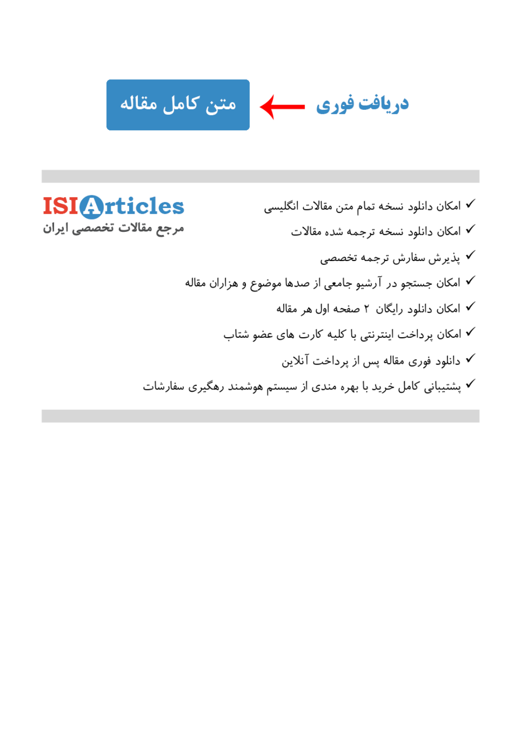**دریافت فوری ← متن کامل مقاله**

**ISIArticles**
مرجع مقالات تخصصی ایران

- ✓ امکان دانلود نسخه تمام متن مقالات انگلیسی
- ✓ امکان دانلود نسخه ترجمه شده مقالات
- ✓ پذیرش سفارش ترجمه تخصصی
- ✓ امکان جستجو در آرشیو جامعی از صدها موضوع و هزاران مقاله
- ✓ امکان دانلود رایگان ۲ صفحه اول هر مقاله
- ✓ امکان پرداخت اینترنتی با کلیه کارت های عضو شتاب
- ✓ دانلود فوری مقاله پس از پرداخت آنلاین
- ✓ پشتیبانی کامل خرید با بهره مندی از سیستم هوشمند رهگیری سفارشات